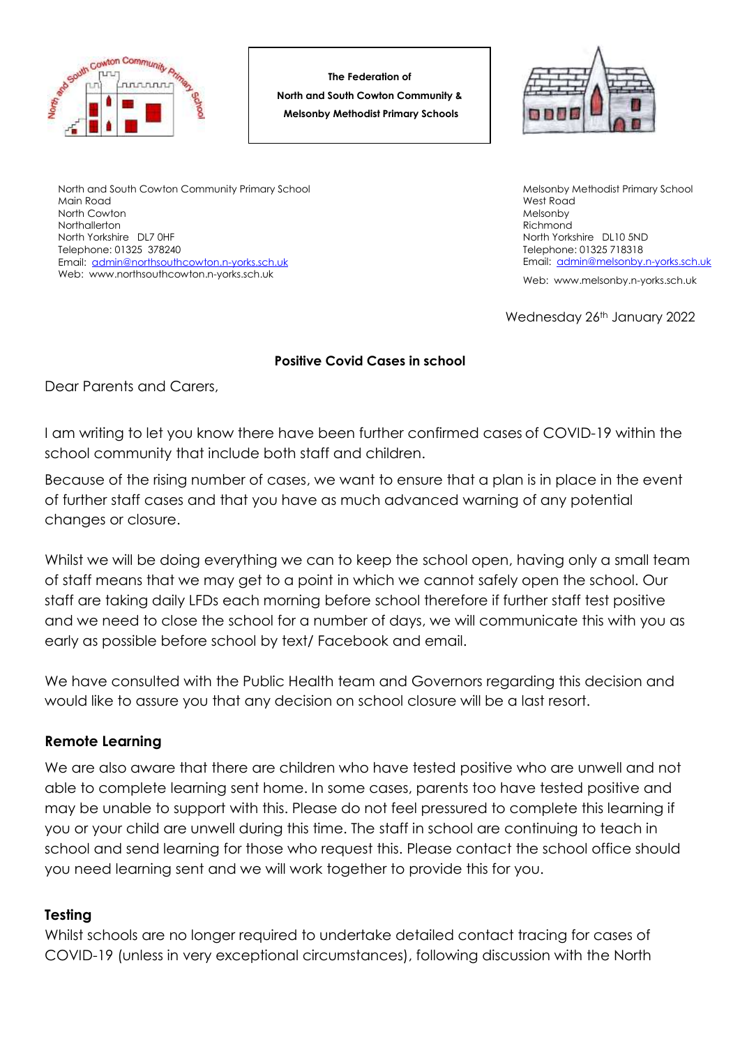**The Federation of**
**North and South Cowton Community &**
**Melsonby Methodist Primary Schools**

North and South Cowton Community Primary School
Main Road
North Cowton
Northallerton
North Yorkshire DL7 0HF
Telephone: 01325 378240
Email: admin@northsouthcowton.n-yorks.sch.uk
Web: www.northsouthcowton.n-yorks.sch.uk

Melsonby Methodist Primary School
West Road
Melsonby
Richmond
North Yorkshire DL10 5ND
Telephone: 01325 718318
Email: admin@melsonby.n-yorks.sch.uk
Web: www.melsonby.n-yorks.sch.uk

Wednesday 26th January 2022

**Positive Covid Cases in school**

Dear Parents and Carers,

I am writing to let you know there have been further confirmed cases of COVID-19 within the school community that include both staff and children.

Because of the rising number of cases, we want to ensure that a plan is in place in the event of further staff cases and that you have as much advanced warning of any potential changes or closure.

Whilst we will be doing everything we can to keep the school open, having only a small team of staff means that we may get to a point in which we cannot safely open the school. Our staff are taking daily LFDs each morning before school therefore if further staff test positive and we need to close the school for a number of days, we will communicate this with you as early as possible before school by text/ Facebook and email.

We have consulted with the Public Health team and Governors regarding this decision and would like to assure you that any decision on school closure will be a last resort.

### Remote Learning

We are also aware that there are children who have tested positive who are unwell and not able to complete learning sent home. In some cases, parents too have tested positive and may be unable to support with this. Please do not feel pressured to complete this learning if you or your child are unwell during this time. The staff in school are continuing to teach in school and send learning for those who request this. Please contact the school office should you need learning sent and we will work together to provide this for you.

### Testing

Whilst schools are no longer required to undertake detailed contact tracing for cases of COVID-19 (unless in very exceptional circumstances), following discussion with the North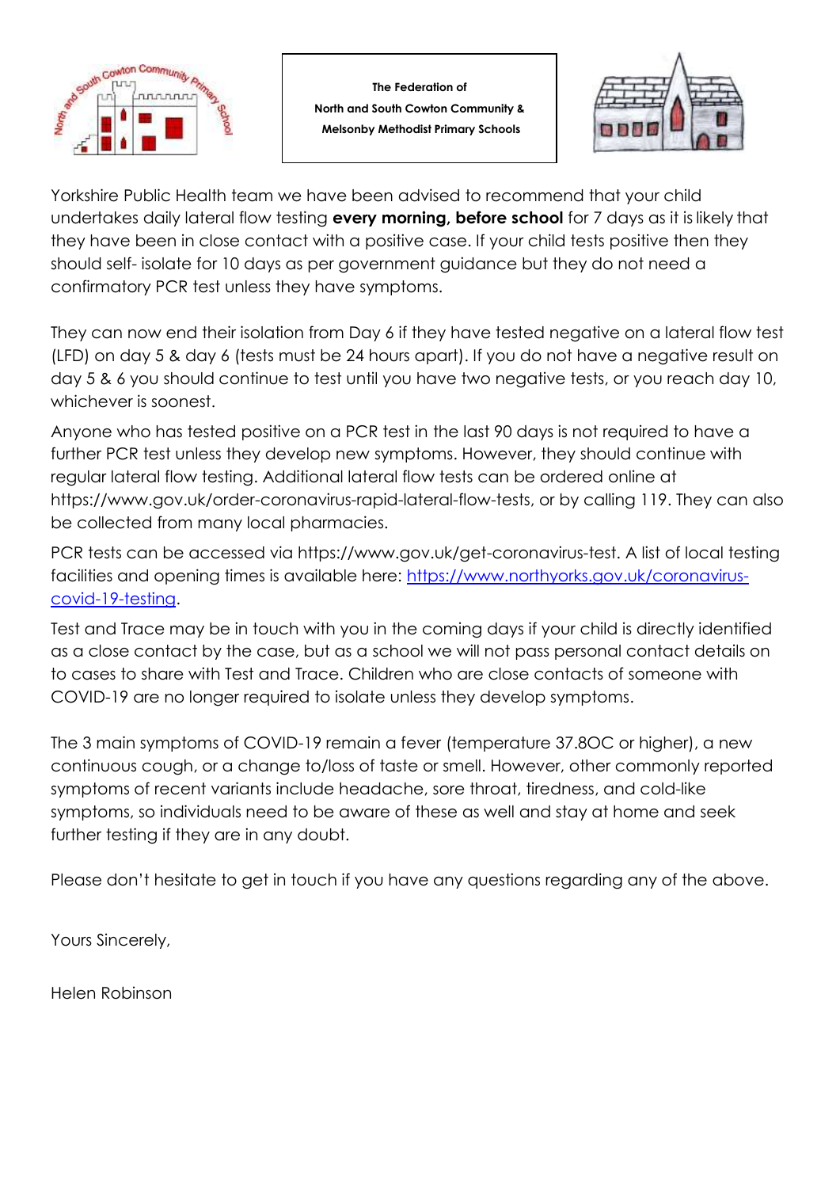The Federation of
North and South Cowton Community &
Melsonby Methodist Primary Schools

Yorkshire Public Health team we have been advised to recommend that your child undertakes daily lateral flow testing **every morning, before school** for 7 days as it is likely that they have been in close contact with a positive case. If your child tests positive then they should self- isolate for 10 days as per government guidance but they do not need a confirmatory PCR test unless they have symptoms.

They can now end their isolation from Day 6 if they have tested negative on a lateral flow test (LFD) on day 5 & day 6 (tests must be 24 hours apart). If you do not have a negative result on day 5 & 6 you should continue to test until you have two negative tests, or you reach day 10, whichever is soonest.

Anyone who has tested positive on a PCR test in the last 90 days is not required to have a further PCR test unless they develop new symptoms. However, they should continue with regular lateral flow testing. Additional lateral flow tests can be ordered online at https://www.gov.uk/order-coronavirus-rapid-lateral-flow-tests, or by calling 119. They can also be collected from many local pharmacies.

PCR tests can be accessed via https://www.gov.uk/get-coronavirus-test. A list of local testing facilities and opening times is available here: [https://www.northyorks.gov.uk/coronavirus-covid-19-testing](https://www.northyorks.gov.uk/coronavirus-covid-19-testing).

Test and Trace may be in touch with you in the coming days if your child is directly identified as a close contact by the case, but as a school we will not pass personal contact details on to cases to share with Test and Trace. Children who are close contacts of someone with COVID-19 are no longer required to isolate unless they develop symptoms.

The 3 main symptoms of COVID-19 remain a fever (temperature 37.8OC or higher), a new continuous cough, or a change to/loss of taste or smell. However, other commonly reported symptoms of recent variants include headache, sore throat, tiredness, and cold-like symptoms, so individuals need to be aware of these as well and stay at home and seek further testing if they are in any doubt.

Please don't hesitate to get in touch if you have any questions regarding any of the above.

Yours Sincerely,

Helen Robinson